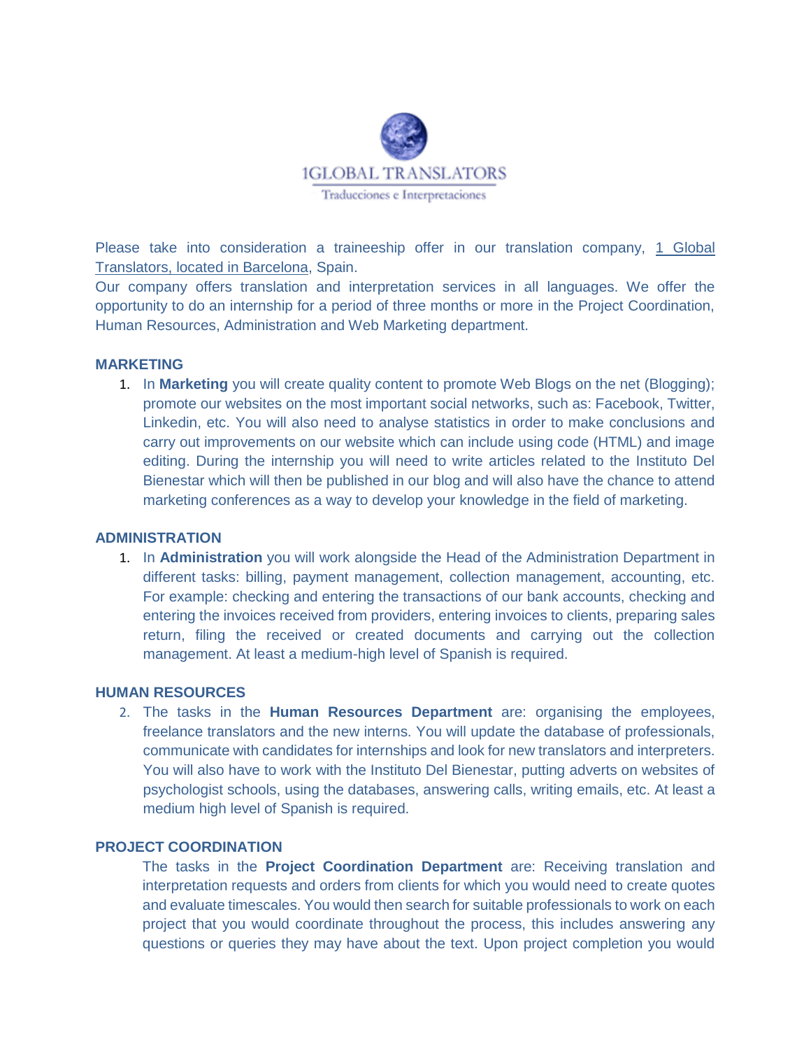1GLOBAL TRANSLATORS

Traducciones e Interpretaciones

Please take into consideration a traineeship offer in our translation company, 1 Global Translators, located in Barcelona, Spain.

Our company offers translation and interpretation services in all languages. We offer the opportunity to do an internship for a period of three months or more in the Project Coordination, Human Resources, Administration and Web Marketing department.

### MARKETING

1. In **Marketing** you will create quality content to promote Web Blogs on the net (Blogging); promote our websites on the most important social networks, such as: Facebook, Twitter, Linkedin, etc. You will also need to analyse statistics in order to make conclusions and carry out improvements on our website which can include using code (HTML) and image editing. During the internship you will need to write articles related to the Instituto Del Bienestar which will then be published in our blog and will also have the chance to attend marketing conferences as a way to develop your knowledge in the field of marketing.

### ADMINISTRATION

1. In **Administration** you will work alongside the Head of the Administration Department in different tasks: billing, payment management, collection management, accounting, etc. For example: checking and entering the transactions of our bank accounts, checking and entering the invoices received from providers, entering invoices to clients, preparing sales return, filing the received or created documents and carrying out the collection management. At least a medium-high level of Spanish is required.

### HUMAN RESOURCES

2. The tasks in the **Human Resources Department** are: organising the employees, freelance translators and the new interns. You will update the database of professionals, communicate with candidates for internships and look for new translators and interpreters. You will also have to work with the Instituto Del Bienestar, putting adverts on websites of psychologist schools, using the databases, answering calls, writing emails, etc. At least a medium high level of Spanish is required.

### PROJECT COORDINATION

The tasks in the **Project Coordination Department** are: Receiving translation and interpretation requests and orders from clients for which you would need to create quotes and evaluate timescales. You would then search for suitable professionals to work on each project that you would coordinate throughout the process, this includes answering any questions or queries they may have about the text. Upon project completion you would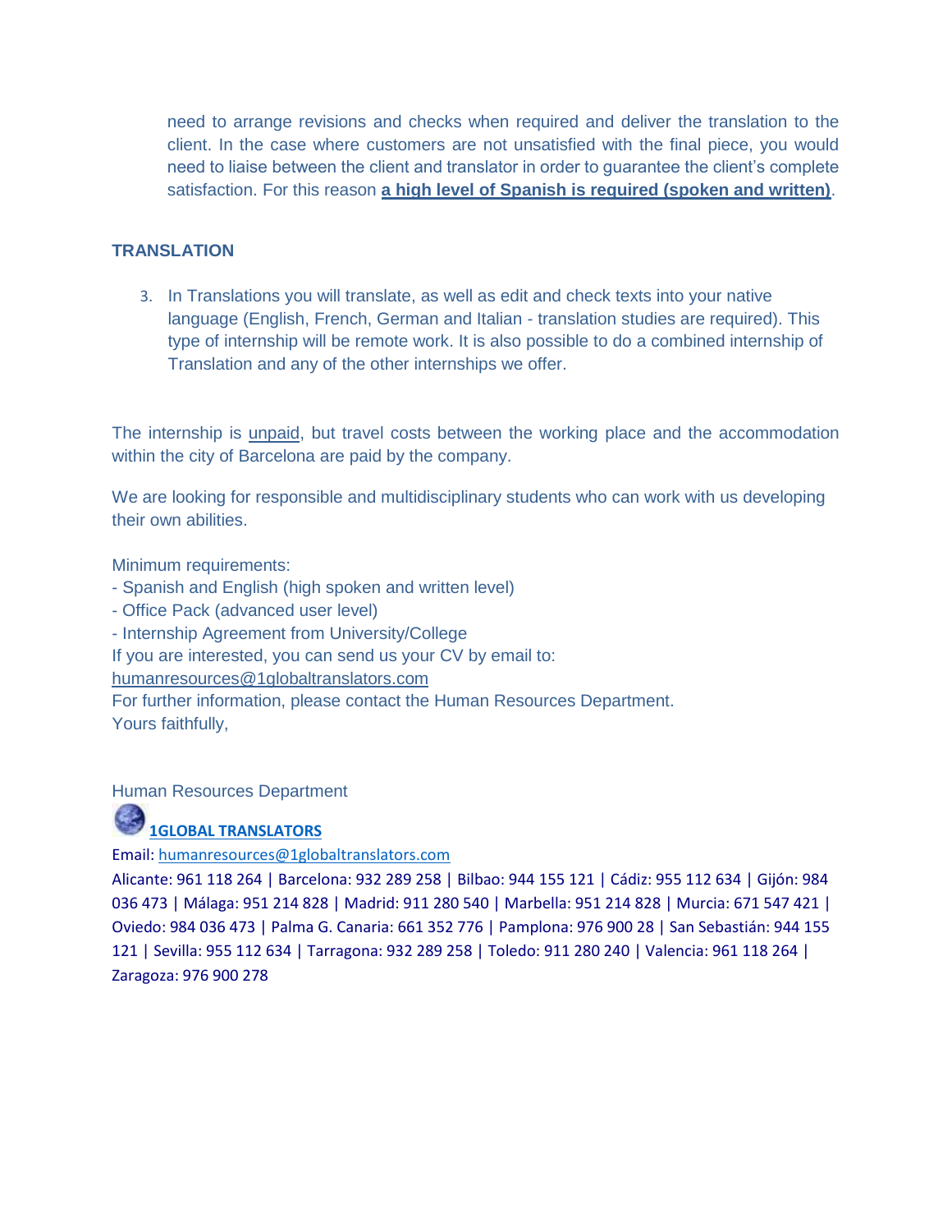need to arrange revisions and checks when required and deliver the translation to the client. In the case where customers are not unsatisfied with the final piece, you would need to liaise between the client and translator in order to guarantee the client's complete satisfaction. For this reason **a high level of Spanish is required (spoken and written)**.

### TRANSLATION

3. In Translations you will translate, as well as edit and check texts into your native language (English, French, German and Italian - translation studies are required). This type of internship will be remote work. It is also possible to do a combined internship of Translation and any of the other internships we offer.

The internship is unpaid, but travel costs between the working place and the accommodation within the city of Barcelona are paid by the company.

We are looking for responsible and multidisciplinary students who can work with us developing their own abilities.

Minimum requirements:
- Spanish and English (high spoken and written level)
- Office Pack (advanced user level)
- Internship Agreement from University/College

If you are interested, you can send us your CV by email to:
humanresources@1globaltranslators.com
For further information, please contact the Human Resources Department.
Yours faithfully,

Human Resources Department

**1GLOBAL TRANSLATORS**
Email: humanresources@1globaltranslators.com
Alicante: 961 118 264 | Barcelona: 932 289 258 | Bilbao: 944 155 121 | Cádiz: 955 112 634 | Gijón: 984 036 473 | Málaga: 951 214 828 | Madrid: 911 280 540 | Marbella: 951 214 828 | Murcia: 671 547 421 | Oviedo: 984 036 473 | Palma G. Canaria: 661 352 776 | Pamplona: 976 900 28 | San Sebastián: 944 155 121 | Sevilla: 955 112 634 | Tarragona: 932 289 258 | Toledo: 911 280 240 | Valencia: 961 118 264 | Zaragoza: 976 900 278